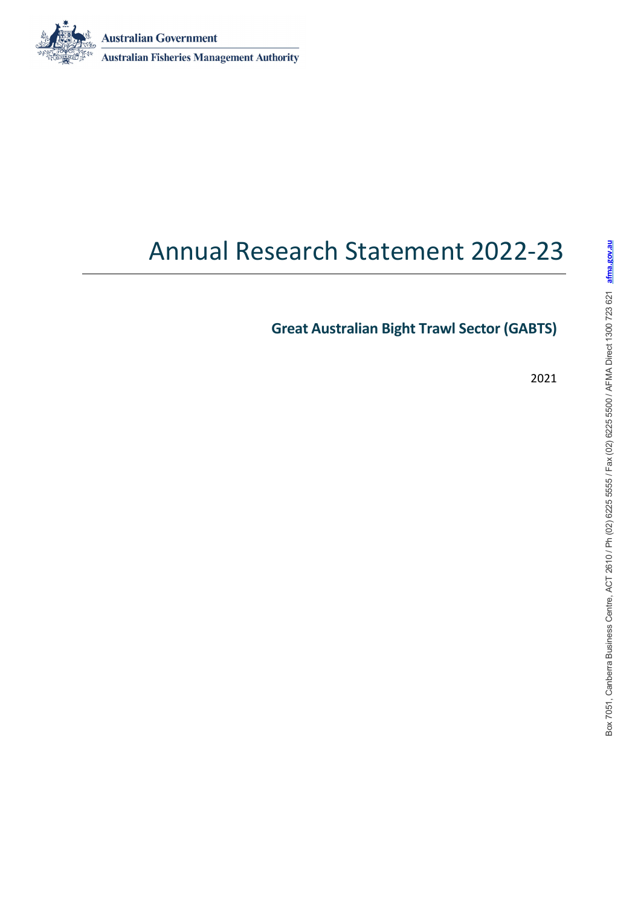Australian Government

Australian Fisheries Management Authority

# Annual Research Statement 2022-23

## Great Australian Bight Trawl Sector (GABTS)

2021

Box 7051, Canberra Business Centre, ACT 2610 / Ph (02) 6225 5555 / Fax (02) 6225 5500 / AFMA Direct 1300 723 621 afma.gov.au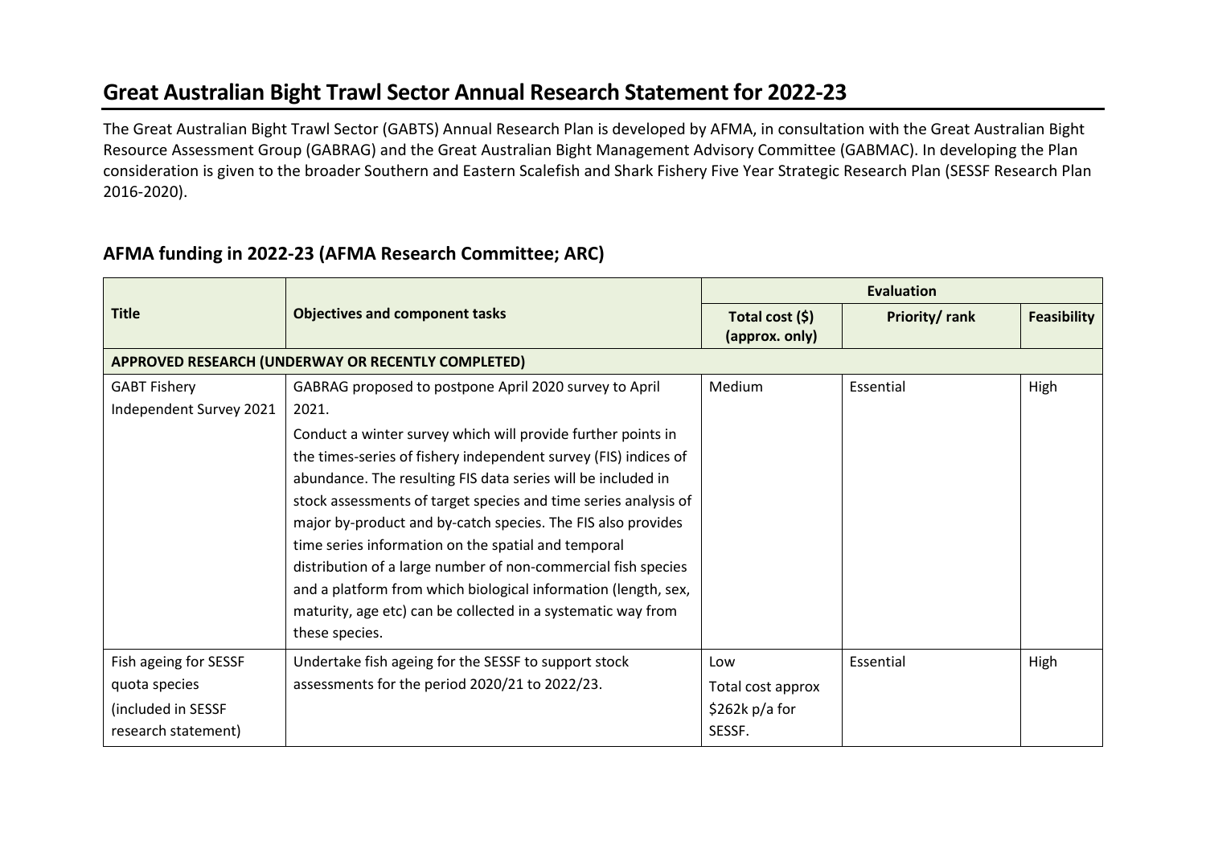# Great Australian Bight Trawl Sector Annual Research Statement for 2022-23

The Great Australian Bight Trawl Sector (GABTS) Annual Research Plan is developed by AFMA, in consultation with the Great Australian Bight Resource Assessment Group (GABRAG) and the Great Australian Bight Management Advisory Committee (GABMAC). In developing the Plan consideration is given to the broader Southern and Eastern Scalefish and Shark Fishery Five Year Strategic Research Plan (SESSF Research Plan 2016-2020).

## AFMA funding in 2022-23 (AFMA Research Committee; ARC)

| Title | Objectives and component tasks | Evaluation | | |
|---|---|---|---|---|
| | | Total cost ($) (approx. only) | Priority/ rank | Feasibility |
| **APPROVED RESEARCH (UNDERWAY OR RECENTLY COMPLETED)** | | | | |
| GABT Fishery Independent Survey 2021 | GABRAG proposed to postpone April 2020 survey to April 2021.<br><br>Conduct a winter survey which will provide further points in the times-series of fishery independent survey (FIS) indices of abundance. The resulting FIS data series will be included in stock assessments of target species and time series analysis of major by-product and by-catch species. The FIS also provides time series information on the spatial and temporal distribution of a large number of non-commercial fish species and a platform from which biological information (length, sex, maturity, age etc) can be collected in a systematic way from these species. | Medium | Essential | High |
| Fish ageing for SESSF quota species (included in SESSF research statement) | Undertake fish ageing for the SESSF to support stock assessments for the period 2020/21 to 2022/23. | Low<br>Total cost approx $262k p/a for SESSF. | Essential | High |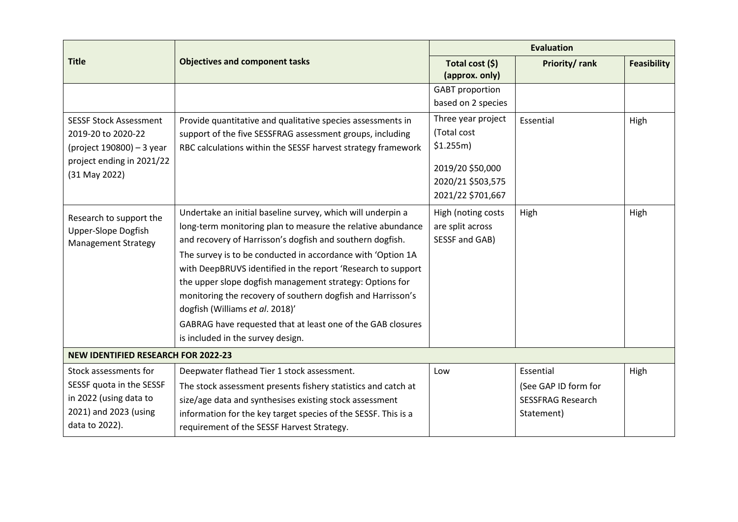| Title | Objectives and component tasks | Evaluation | | |
|---|---|---|---|---|
| | | Total cost ($) (approx. only) | Priority/ rank | Feasibility |
| | | GABT proportion based on 2 species | | |
| SESSF Stock Assessment 2019-20 to 2020-22 (project 190800) – 3 year project ending in 2021/22 (31 May 2022) | Provide quantitative and qualitative species assessments in support of the five SESSFRAG assessment groups, including RBC calculations within the SESSF harvest strategy framework | Three year project (Total cost $1.255m)<br><br>2019/20 $50,000<br>2020/21 $503,575<br>2021/22 $701,667 | Essential | High |
| Research to support the Upper-Slope Dogfish Management Strategy | Undertake an initial baseline survey, which will underpin a long-term monitoring plan to measure the relative abundance and recovery of Harrisson's dogfish and southern dogfish.<br>The survey is to be conducted in accordance with 'Option 1A with DeepBRUVS identified in the report 'Research to support the upper slope dogfish management strategy: Options for monitoring the recovery of southern dogfish and Harrisson's dogfish (Williams *et al*. 2018)'<br>GABRAG have requested that at least one of the GAB closures is included in the survey design. | High (noting costs are split across SESSF and GAB) | High | High |
| **NEW IDENTIFIED RESEARCH FOR 2022-23** | | | | |
| Stock assessments for SESSF quota in the SESSF in 2022 (using data to 2021) and 2023 (using data to 2022). | Deepwater flathead Tier 1 stock assessment.<br>The stock assessment presents fishery statistics and catch at size/age data and synthesises existing stock assessment information for the key target species of the SESSF. This is a requirement of the SESSF Harvest Strategy. | Low | Essential<br>(See GAP ID form for SESSFRAG Research Statement) | High |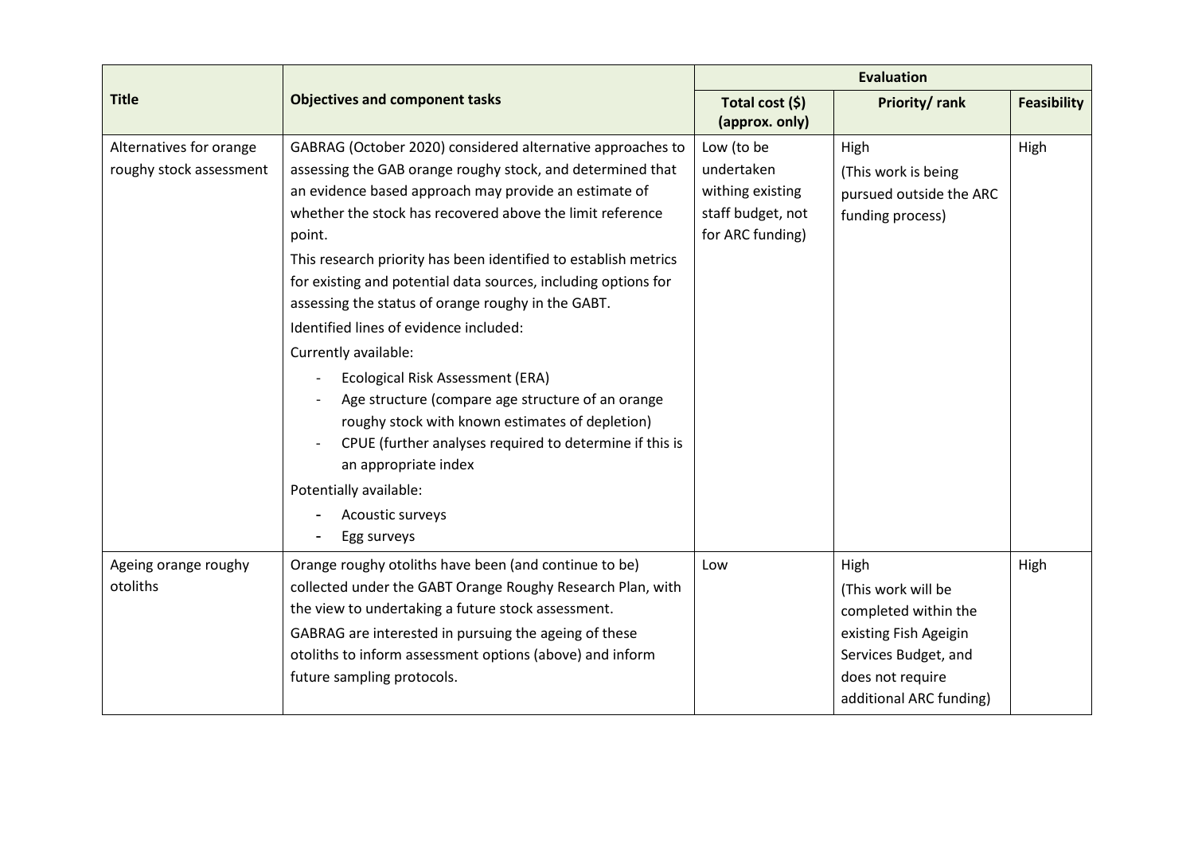| Title | Objectives and component tasks | Evaluation | | |
|---|---|---|---|---|
| | | Total cost ($) (approx. only) | Priority/ rank | Feasibility |
| Alternatives for orange roughy stock assessment | GABRAG (October 2020) considered alternative approaches to assessing the GAB orange roughy stock, and determined that an evidence based approach may provide an estimate of whether the stock has recovered above the limit reference point.<br>This research priority has been identified to establish metrics for existing and potential data sources, including options for assessing the status of orange roughy in the GABT.<br>Identified lines of evidence included:<br>Currently available:<br>- Ecological Risk Assessment (ERA)<br>- Age structure (compare age structure of an orange roughy stock with known estimates of depletion)<br>- CPUE (further analyses required to determine if this is an appropriate index<br>Potentially available:<br>- Acoustic surveys<br>- Egg surveys | Low (to be undertaken withing existing staff budget, not for ARC funding) | High<br>(This work is being pursued outside the ARC funding process) | High |
| Ageing orange roughy otoliths | Orange roughy otoliths have been (and continue to be) collected under the GABT Orange Roughy Research Plan, with the view to undertaking a future stock assessment.<br>GABRAG are interested in pursuing the ageing of these otoliths to inform assessment options (above) and inform future sampling protocols. | Low | High<br>(This work will be completed within the existing Fish Ageigin Services Budget, and does not require additional ARC funding) | High |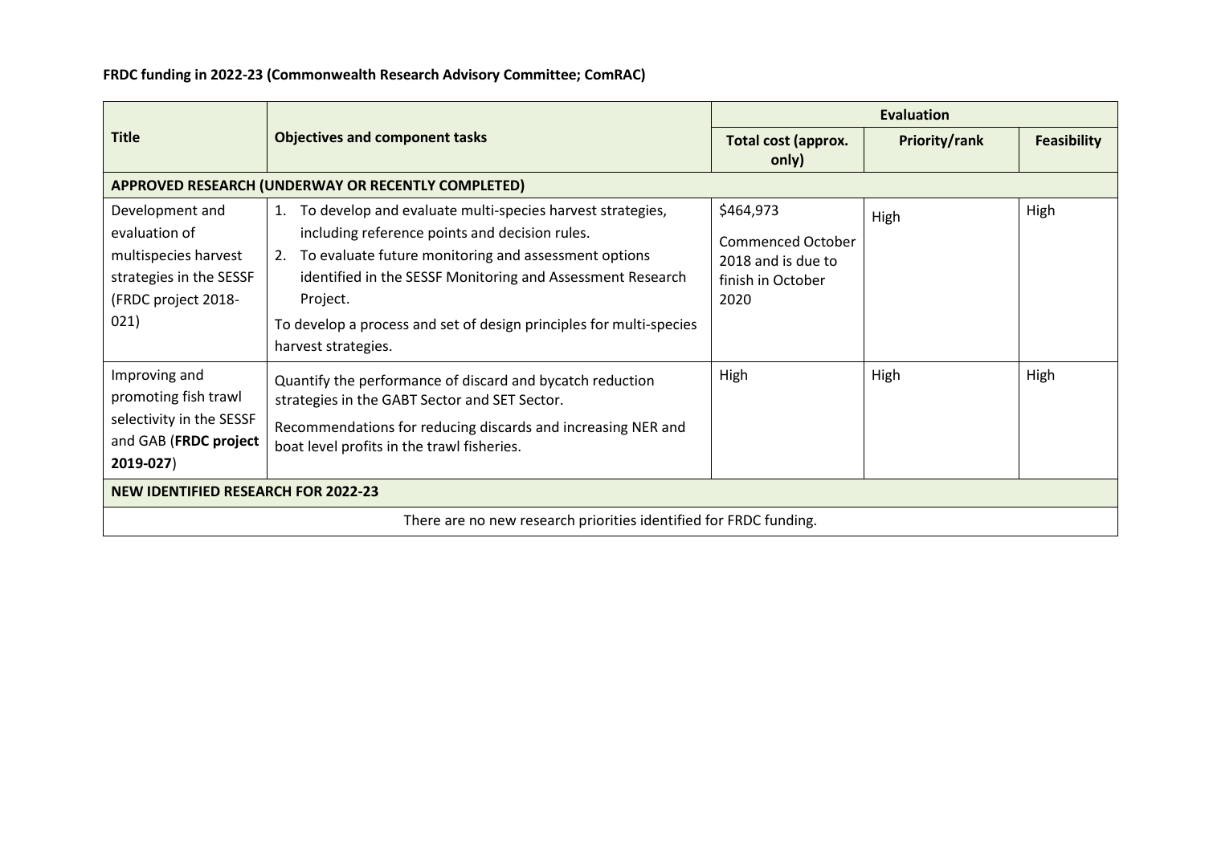**FRDC funding in 2022-23 (Commonwealth Research Advisory Committee; ComRAC)**

| Title | Objectives and component tasks | Evaluation | | |
|---|---|---|---|---|
| | | **Total cost (approx. only)** | **Priority/rank** | **Feasibility** |
| **APPROVED RESEARCH (UNDERWAY OR RECENTLY COMPLETED)** | | | | |
| Development and evaluation of multispecies harvest strategies in the SESSF (FRDC project 2018-021) | 1. To develop and evaluate multi-species harvest strategies, including reference points and decision rules.<br>2. To evaluate future monitoring and assessment options identified in the SESSF Monitoring and Assessment Research Project.<br>To develop a process and set of design principles for multi-species harvest strategies. | $464,973<br>Commenced October 2018 and is due to finish in October 2020 | High | High |
| Improving and promoting fish trawl selectivity in the SESSF and GAB (**FRDC project 2019-027**) | Quantify the performance of discard and bycatch reduction strategies in the GABT Sector and SET Sector.<br>Recommendations for reducing discards and increasing NER and boat level profits in the trawl fisheries. | High | High | High |
| **NEW IDENTIFIED RESEARCH FOR 2022-23** | | | | |
| There are no new research priorities identified for FRDC funding. | | | | |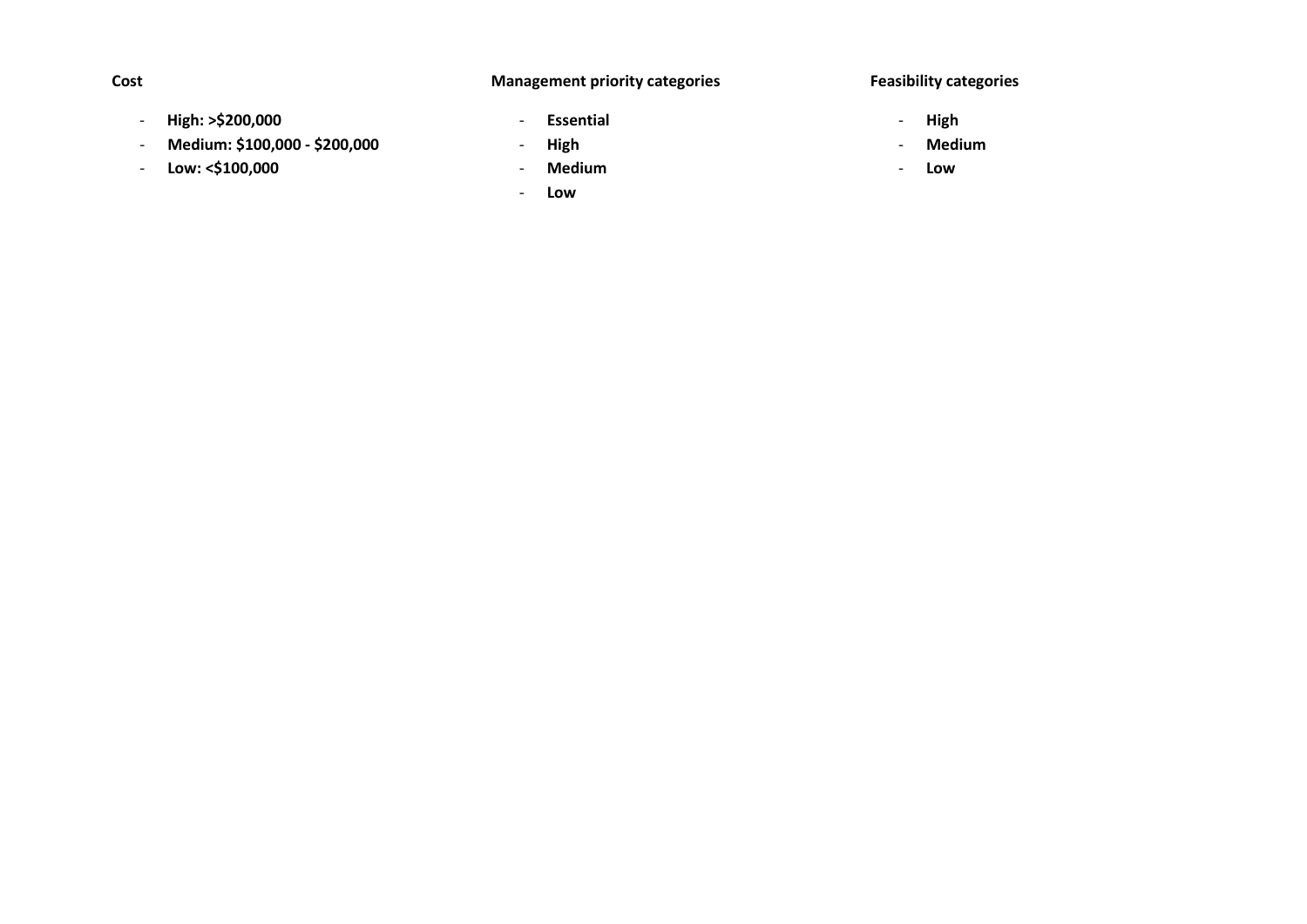**Cost**

- **High: >$200,000**
- **Medium: $100,000 - $200,000**
- **Low: <$100,000**

**Management priority categories**

- **Essential**
- **High**
- **Medium**
- **Low**

**Feasibility categories**

- **High**
- **Medium**
- **Low**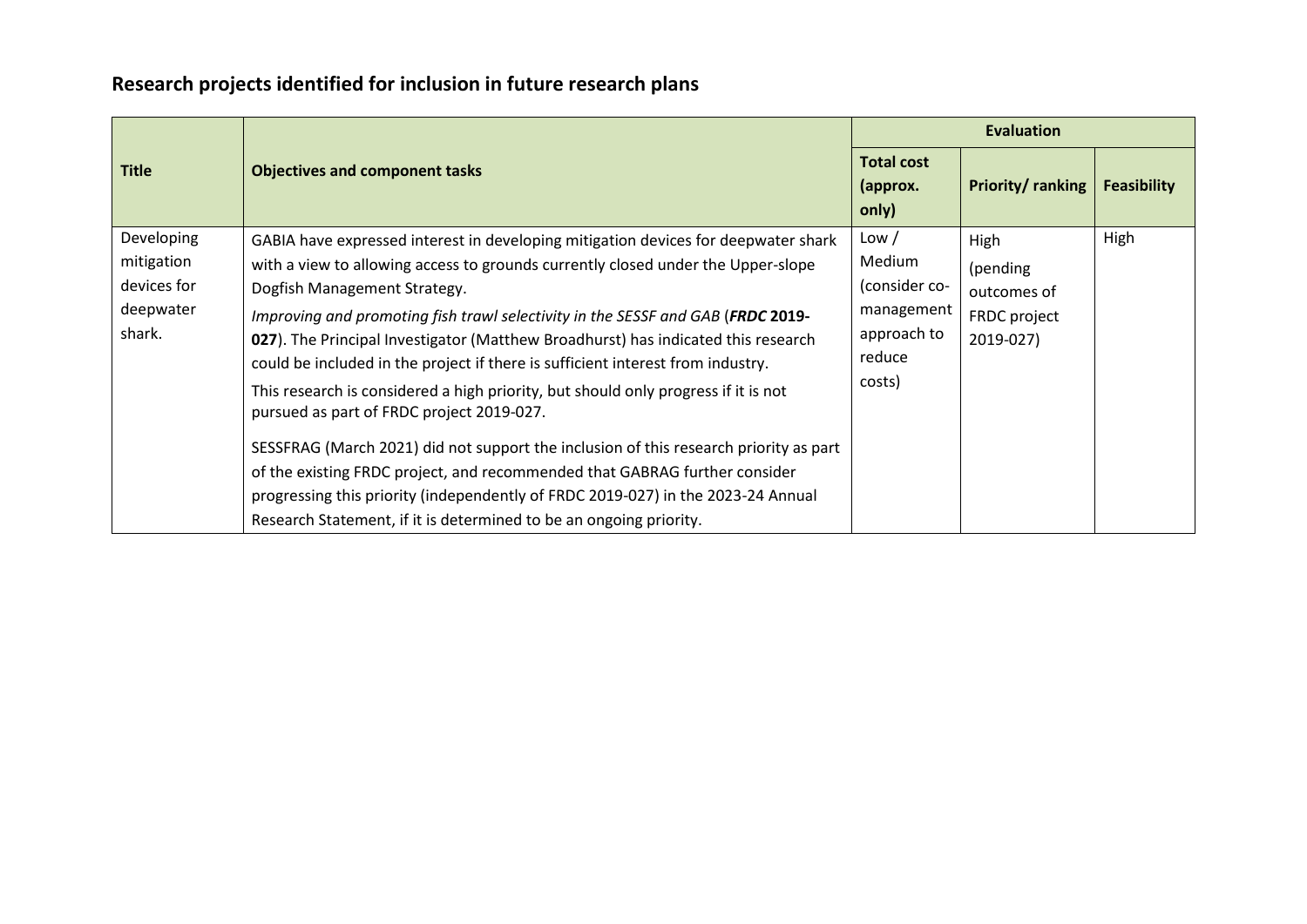## Research projects identified for inclusion in future research plans

| Title | Objectives and component tasks | Evaluation | | |
|---|---|---|---|---|
| | | Total cost (approx. only) | Priority/ ranking | Feasibility |
| Developing mitigation devices for deepwater shark. | GABIA have expressed interest in developing mitigation devices for deepwater shark with a view to allowing access to grounds currently closed under the Upper-slope Dogfish Management Strategy.<br>*Improving and promoting fish trawl selectivity in the SESSF and GAB* (***FRDC* 2019-027**). The Principal Investigator (Matthew Broadhurst) has indicated this research could be included in the project if there is sufficient interest from industry.<br>This research is considered a high priority, but should only progress if it is not pursued as part of FRDC project 2019-027.<br>SESSFRAG (March 2021) did not support the inclusion of this research priority as part of the existing FRDC project, and recommended that GABRAG further consider progressing this priority (independently of FRDC 2019-027) in the 2023-24 Annual Research Statement, if it is determined to be an ongoing priority. | Low / Medium (consider co-management approach to reduce costs) | High (pending outcomes of FRDC project 2019-027) | High |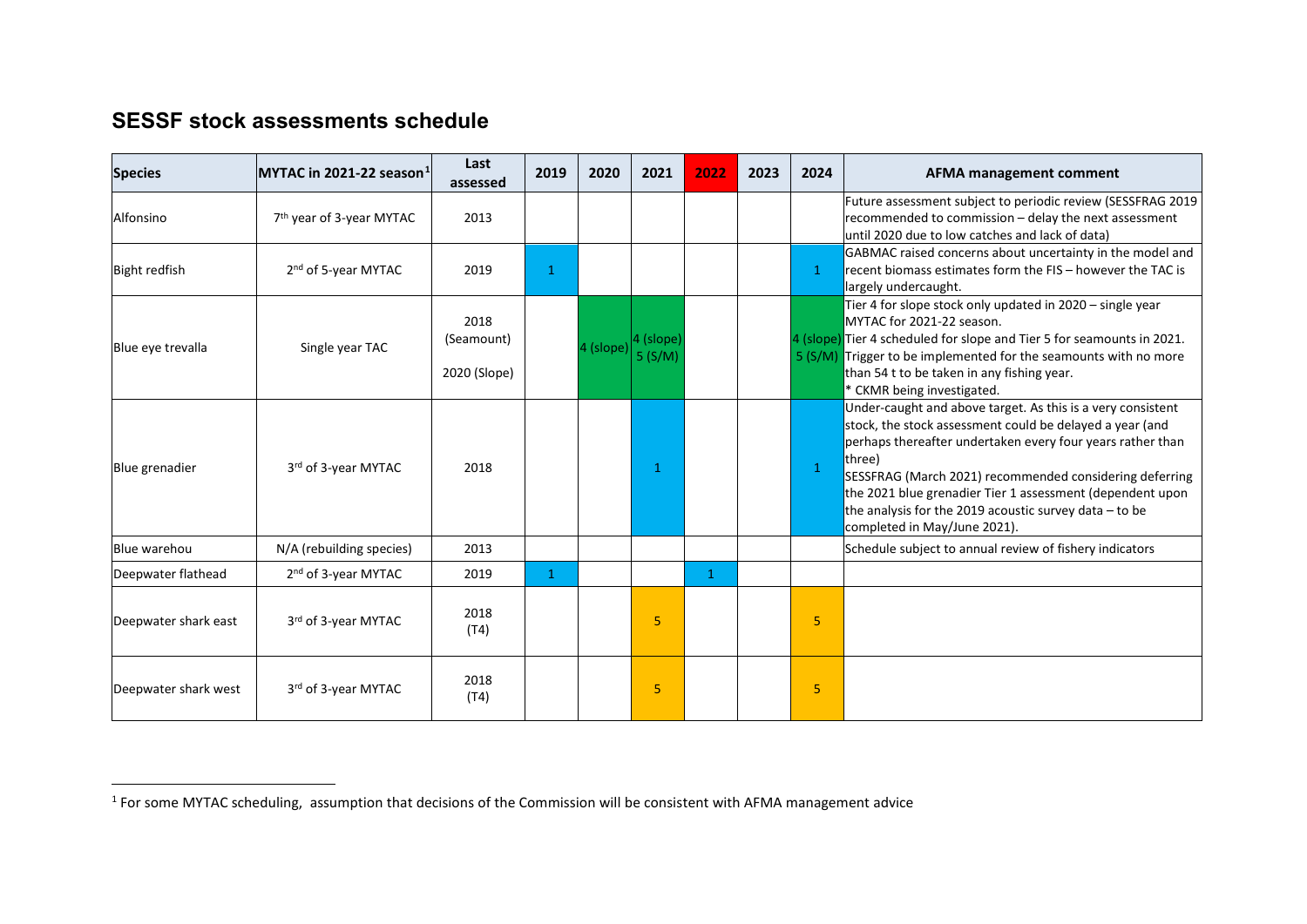## SESSF stock assessments schedule

| Species | MYTAC in 2021-22 season[1] | Last assessed | 2019 | 2020 | 2021 | 2022 | 2023 | 2024 | AFMA management comment |
|---|---|---|---|---|---|---|---|---|---|
| Alfonsino | 7th year of 3-year MYTAC | 2013 | | | | | | | Future assessment subject to periodic review (SESSFRAG 2019 recommended to commission – delay the next assessment until 2020 due to low catches and lack of data) |
| Bight redfish | 2nd of 5-year MYTAC | 2019 | 1 | | | | | 1 | GABMAC raised concerns about uncertainty in the model and recent biomass estimates form the FIS – however the TAC is largely undercaught. |
| Blue eye trevalla | Single year TAC | 2018 (Seamount) 2020 (Slope) | | 4 (slope) | 4 (slope) 5 (S/M) | | | 4 (slope) 5 (S/M) | Tier 4 for slope stock only updated in 2020 – single year MYTAC for 2021-22 season. Tier 4 scheduled for slope and Tier 5 for seamounts in 2021. Trigger to be implemented for the seamounts with no more than 54 t to be taken in any fishing year. * CKMR being investigated. |
| Blue grenadier | 3rd of 3-year MYTAC | 2018 | | | 1 | | | 1 | Under-caught and above target. As this is a very consistent stock, the stock assessment could be delayed a year (and perhaps thereafter undertaken every four years rather than three) SESSFRAG (March 2021) recommended considering deferring the 2021 blue grenadier Tier 1 assessment (dependent upon the analysis for the 2019 acoustic survey data – to be completed in May/June 2021). |
| Blue warehou | N/A (rebuilding species) | 2013 | | | | | | | Schedule subject to annual review of fishery indicators |
| Deepwater flathead | 2nd of 3-year MYTAC | 2019 | 1 | | | 1 | | | |
| Deepwater shark east | 3rd of 3-year MYTAC | 2018 (T4) | | | 5 | | | 5 | |
| Deepwater shark west | 3rd of 3-year MYTAC | 2018 (T4) | | | 5 | | | 5 | |

[1] For some MYTAC scheduling, assumption that decisions of the Commission will be consistent with AFMA management advice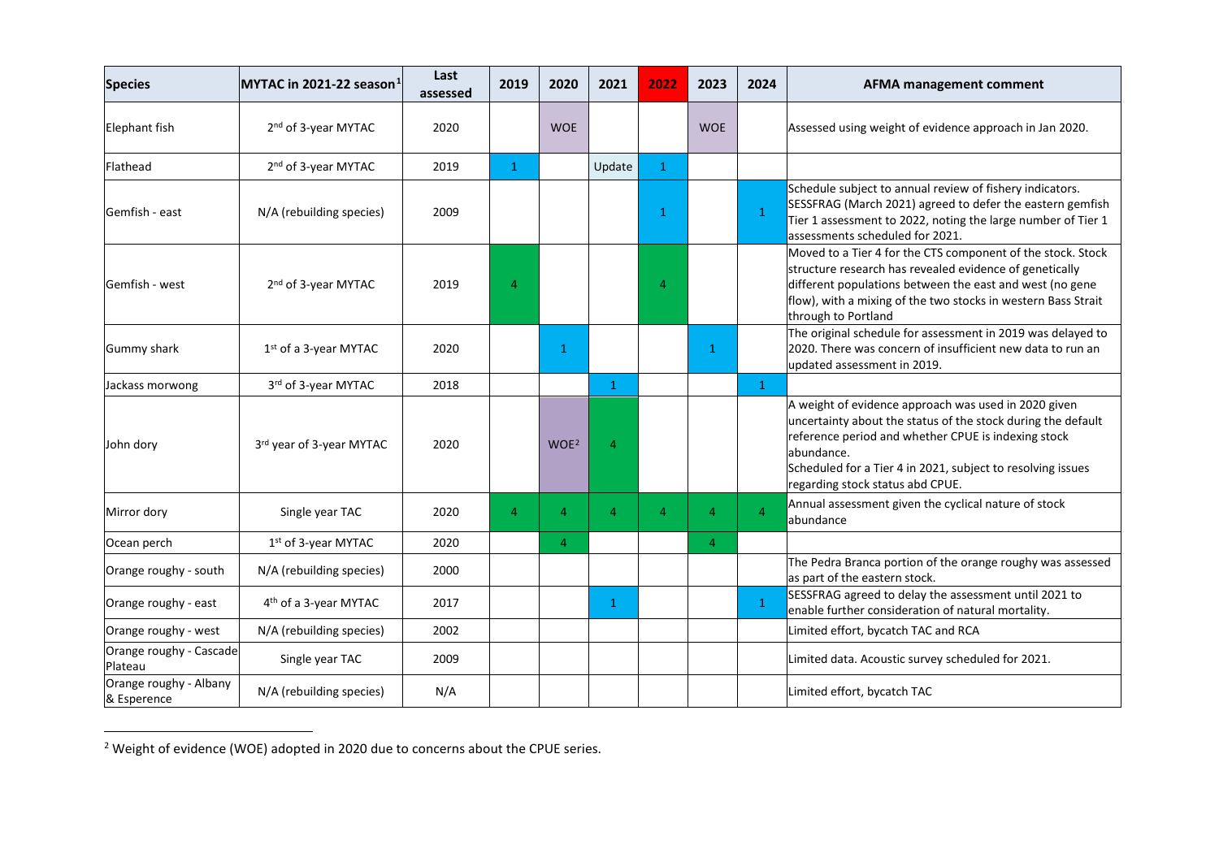| Species | MYTAC in 2021-22 season[1] | Last assessed | 2019 | 2020 | 2021 | 2022 | 2023 | 2024 | AFMA management comment |
|---|---|---|---|---|---|---|---|---|---|
| Elephant fish | 2nd of 3-year MYTAC | 2020 | | WOE | | | WOE | | Assessed using weight of evidence approach in Jan 2020. |
| Flathead | 2nd of 3-year MYTAC | 2019 | 1 | | Update | 1 | | | |
| Gemfish - east | N/A (rebuilding species) | 2009 | | | | 1 | | 1 | Schedule subject to annual review of fishery indicators. SESSFRAG (March 2021) agreed to defer the eastern gemfish Tier 1 assessment to 2022, noting the large number of Tier 1 assessments scheduled for 2021. |
| Gemfish - west | 2nd of 3-year MYTAC | 2019 | 4 | | | 4 | | | Moved to a Tier 4 for the CTS component of the stock. Stock structure research has revealed evidence of genetically different populations between the east and west (no gene flow), with a mixing of the two stocks in western Bass Strait through to Portland |
| Gummy shark | 1st of a 3-year MYTAC | 2020 | | 1 | | | 1 | | The original schedule for assessment in 2019 was delayed to 2020. There was concern of insufficient new data to run an updated assessment in 2019. |
| Jackass morwong | 3rd of 3-year MYTAC | 2018 | | | 1 | | | 1 | |
| John dory | 3rd year of 3-year MYTAC | 2020 | | WOE[2] | 4 | | | | A weight of evidence approach was used in 2020 given uncertainty about the status of the stock during the default reference period and whether CPUE is indexing stock abundance. Scheduled for a Tier 4 in 2021, subject to resolving issues regarding stock status abd CPUE. |
| Mirror dory | Single year TAC | 2020 | 4 | 4 | 4 | 4 | 4 | 4 | Annual assessment given the cyclical nature of stock abundance |
| Ocean perch | 1st of 3-year MYTAC | 2020 | | 4 | | | 4 | | |
| Orange roughy - south | N/A (rebuilding species) | 2000 | | | | | | | The Pedra Branca portion of the orange roughy was assessed as part of the eastern stock. |
| Orange roughy - east | 4th of a 3-year MYTAC | 2017 | | | 1 | | | 1 | SESSFRAG agreed to delay the assessment until 2021 to enable further consideration of natural mortality. |
| Orange roughy - west | N/A (rebuilding species) | 2002 | | | | | | | Limited effort, bycatch TAC and RCA |
| Orange roughy - Cascade Plateau | Single year TAC | 2009 | | | | | | | Limited data. Acoustic survey scheduled for 2021. |
| Orange roughy - Albany & Esperence | N/A (rebuilding species) | N/A | | | | | | | Limited effort, bycatch TAC |

[2] Weight of evidence (WOE) adopted in 2020 due to concerns about the CPUE series.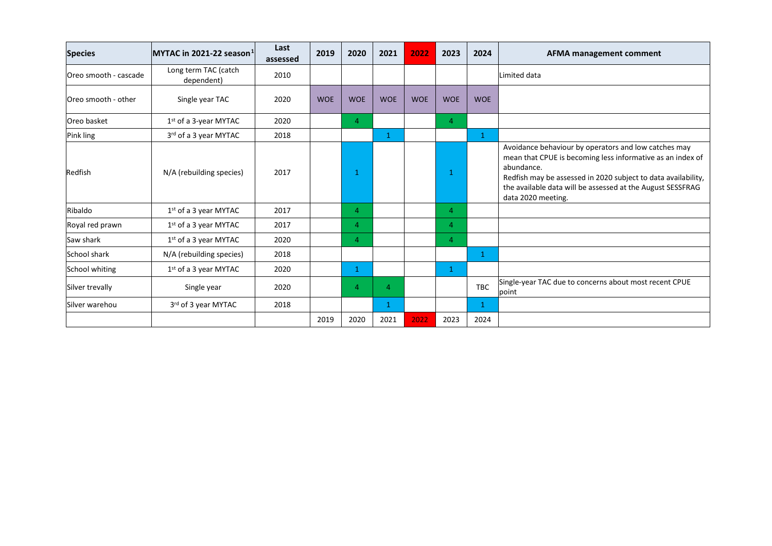| Species | MYTAC in 2021-22 season[1] | Last assessed | 2019 | 2020 | 2021 | 2022 | 2023 | 2024 | AFMA management comment |
|---|---|---|---|---|---|---|---|---|---|
| Oreo smooth - cascade | Long term TAC (catch dependent) | 2010 | | | | | | | Limited data |
| Oreo smooth - other | Single year TAC | 2020 | WOE | WOE | WOE | WOE | WOE | WOE | |
| Oreo basket | 1st of a 3-year MYTAC | 2020 | | 4 | | | 4 | | |
| Pink ling | 3rd of a 3 year MYTAC | 2018 | | | 1 | | | 1 | |
| Redfish | N/A (rebuilding species) | 2017 | | 1 | | | 1 | | Avoidance behaviour by operators and low catches may mean that CPUE is becoming less informative as an index of abundance. Redfish may be assessed in 2020 subject to data availability, the available data will be assessed at the August SESSFRAG data 2020 meeting. |
| Ribaldo | 1st of a 3 year MYTAC | 2017 | | 4 | | | 4 | | |
| Royal red prawn | 1st of a 3 year MYTAC | 2017 | | 4 | | | 4 | | |
| Saw shark | 1st of a 3 year MYTAC | 2020 | | 4 | | | 4 | | |
| School shark | N/A (rebuilding species) | 2018 | | | | | | 1 | |
| School whiting | 1st of a 3 year MYTAC | 2020 | | 1 | | | 1 | | |
| Silver trevally | Single year | 2020 | | 4 | 4 | | | TBC | Single-year TAC due to concerns about most recent CPUE point |
| Silver warehou | 3rd of 3 year MYTAC | 2018 | | | 1 | | | 1 | |
| | | | 2019 | 2020 | 2021 | 2022 | 2023 | 2024 | |